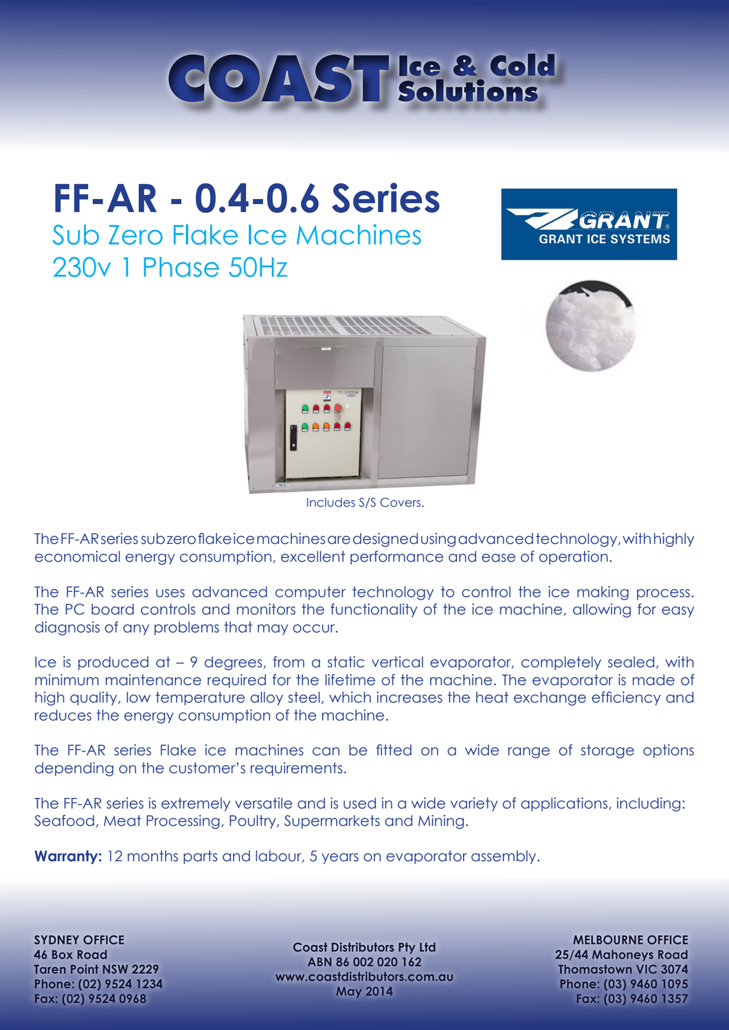# COAST Ice & Cold Solutions

# FF-AR - 0.4-0.6 Series

## Sub Zero Flake Ice Machines
## 230v 1 Phase 50Hz

GRANT
GRANT ICE SYSTEMS

Includes S/S Covers.

The FF-AR series sub zero flake ice machines are designed using advanced technology, with highly economical energy consumption, excellent performance and ease of operation.

The FF-AR series uses advanced computer technology to control the ice making process. The PC board controls and monitors the functionality of the ice machine, allowing for easy diagnosis of any problems that may occur.

Ice is produced at – 9 degrees, from a static vertical evaporator, completely sealed, with minimum maintenance required for the lifetime of the machine. The evaporator is made of high quality, low temperature alloy steel, which increases the heat exchange efficiency and reduces the energy consumption of the machine.

The FF-AR series Flake ice machines can be fitted on a wide range of storage options depending on the customer's requirements.

The FF-AR series is extremely versatile and is used in a wide variety of applications, including: Seafood, Meat Processing, Poultry, Supermarkets and Mining.

**Warranty:** 12 months parts and labour, 5 years on evaporator assembly.

**SYDNEY OFFICE**
46 Box Road
Taren Point NSW 2229
Phone: (02) 9524 1234
Fax: (02) 9524 0968

Coast Distributors Pty Ltd
ABN 86 002 020 162
www.coastdistributors.com.au
May 2014

**MELBOURNE OFFICE**
25/44 Mahoneys Road
Thomastown VIC 3074
Phone: (03) 9460 1095
Fax: (03) 9460 1357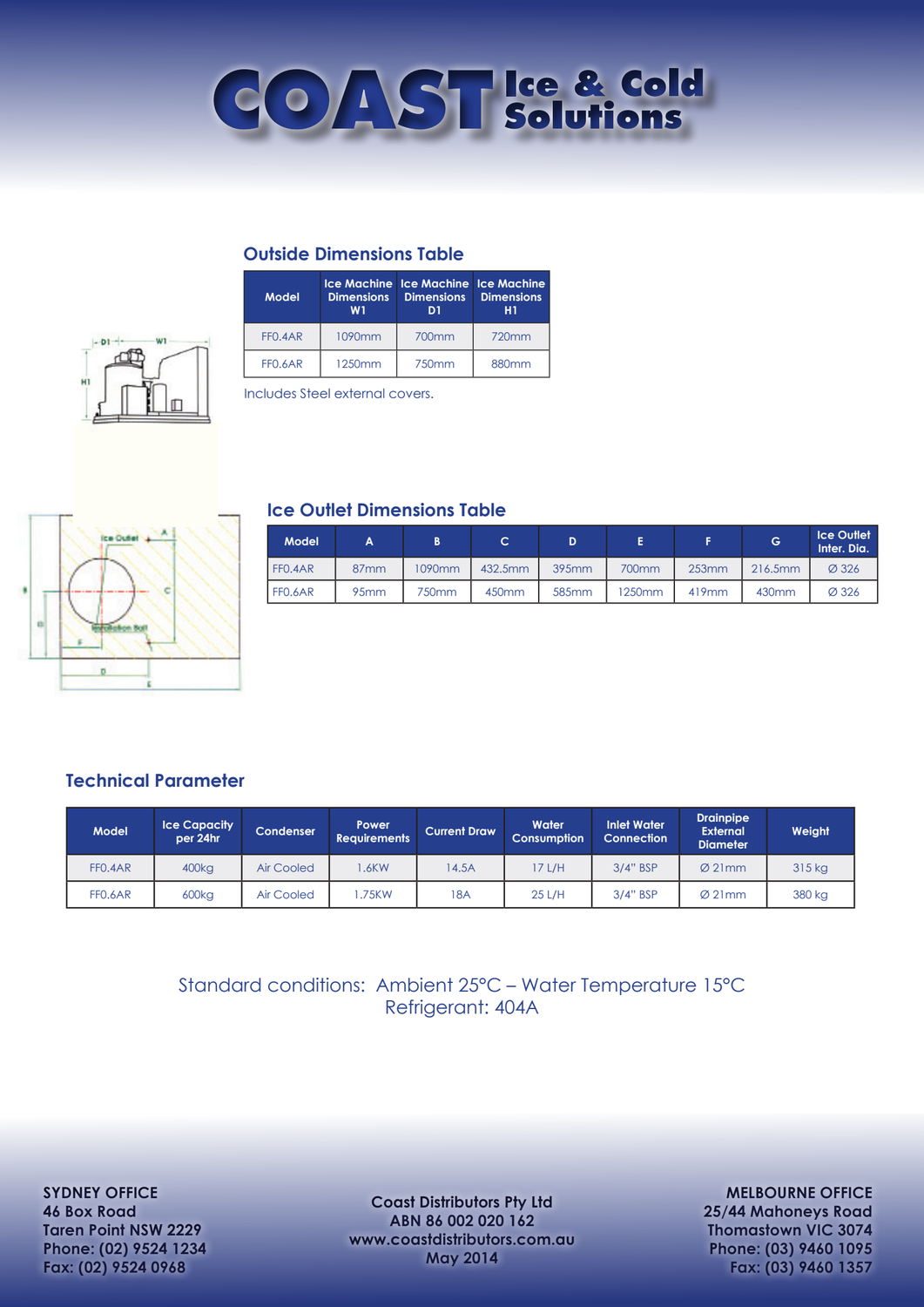# COAST Ice & Cold Solutions

## Outside Dimensions Table

| Model | Ice Machine Dimensions W1 | Ice Machine Dimensions D1 | Ice Machine Dimensions H1 |
|---|---|---|---|
| FF0.4AR | 1090mm | 700mm | 720mm |
| FF0.6AR | 1250mm | 750mm | 880mm |

Includes Steel external covers.

## Ice Outlet Dimensions Table

| Model | A | B | C | D | E | F | G | Ice Outlet Inter. Dia. |
|---|---|---|---|---|---|---|---|---|
| FF0.4AR | 87mm | 1090mm | 432.5mm | 395mm | 700mm | 253mm | 216.5mm | Ø 326 |
| FF0.6AR | 95mm | 750mm | 450mm | 585mm | 1250mm | 419mm | 430mm | Ø 326 |

## Technical Parameter

| Model | Ice Capacity per 24hr | Condenser | Power Requirements | Current Draw | Water Consumption | Inlet Water Connection | Drainpipe External Diameter | Weight |
|---|---|---|---|---|---|---|---|---|
| FF0.4AR | 400kg | Air Cooled | 1.6KW | 14.5A | 17 L/H | 3/4" BSP | Ø 21mm | 315 kg |
| FF0.6AR | 600kg | Air Cooled | 1.75KW | 18A | 25 L/H | 3/4" BSP | Ø 21mm | 380 kg |

Standard conditions: Ambient 25°C – Water Temperature 15°C
Refrigerant: 404A

**SYDNEY OFFICE**
46 Box Road
Taren Point NSW 2229
Phone: (02) 9524 1234
Fax: (02) 9524 0968

**Coast Distributors Pty Ltd**
ABN 86 002 020 162
www.coastdistributors.com.au
May 2014

**MELBOURNE OFFICE**
25/44 Mahoneys Road
Thomastown VIC 3074
Phone: (03) 9460 1095
Fax: (03) 9460 1357